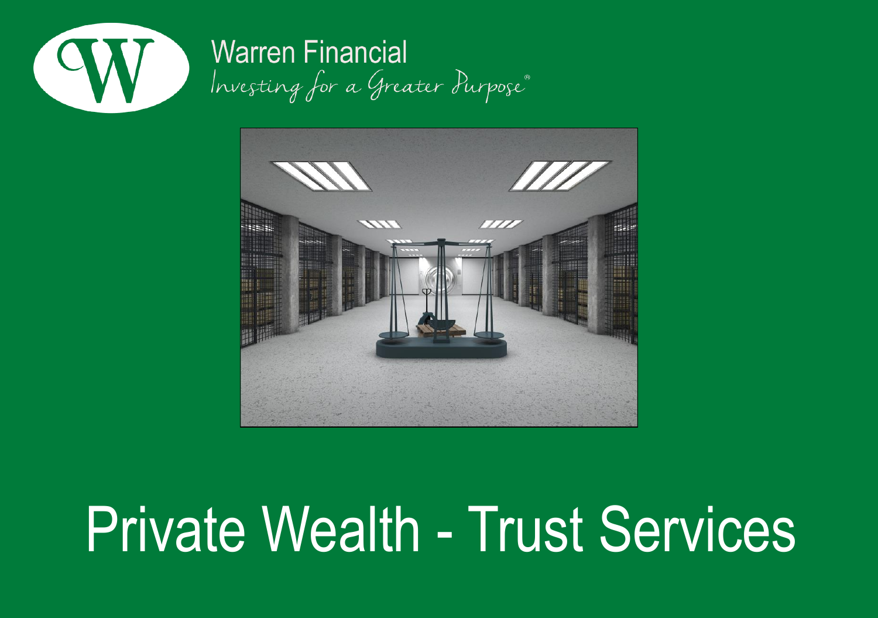Warren Financial

*Investing for a Greater Purpose®*

# Private Wealth - Trust Services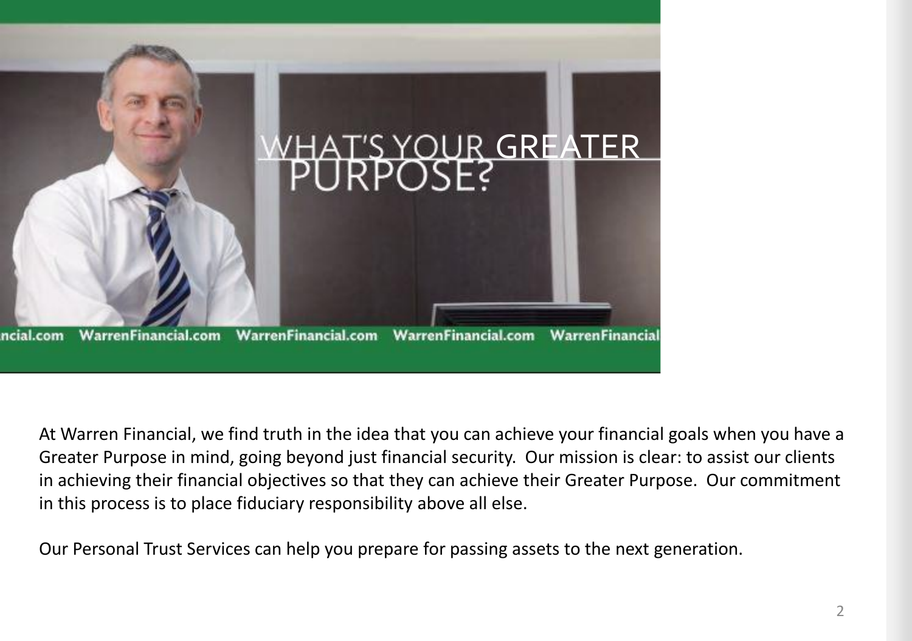# WHAT'S YOUR GREATER PURPOSE?

ncial.com WarrenFinancial.com WarrenFinancial.com WarrenFinancial.com WarrenFinancial

At Warren Financial, we find truth in the idea that you can achieve your financial goals when you have a Greater Purpose in mind, going beyond just financial security. Our mission is clear: to assist our clients in achieving their financial objectives so that they can achieve their Greater Purpose. Our commitment in this process is to place fiduciary responsibility above all else.

Our Personal Trust Services can help you prepare for passing assets to the next generation.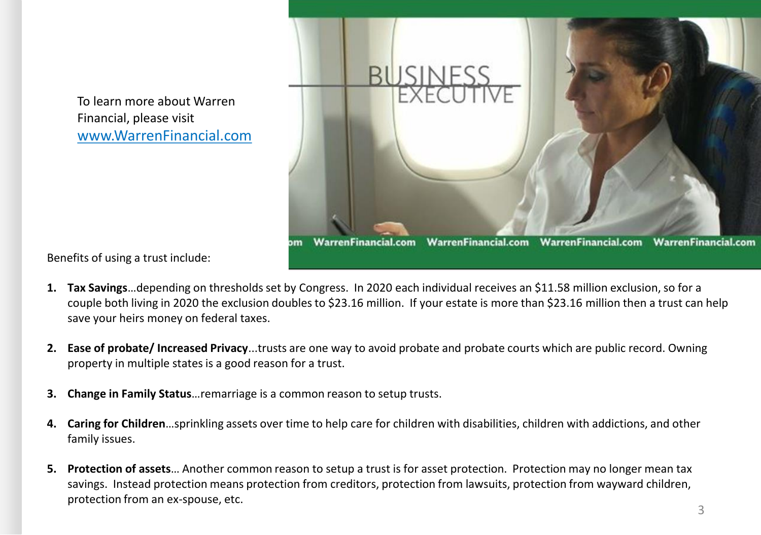To learn more about Warren Financial, please visit [www.WarrenFinancial.com](http://www.WarrenFinancial.com)

Benefits of using a trust include:

1. **Tax Savings**…depending on thresholds set by Congress. In 2020 each individual receives an $11.58 million exclusion, so for a couple both living in 2020 the exclusion doubles to $23.16 million. If your estate is more than $23.16 million then a trust can help save your heirs money on federal taxes.

2. **Ease of probate/ Increased Privacy**...trusts are one way to avoid probate and probate courts which are public record. Owning property in multiple states is a good reason for a trust.

3. **Change in Family Status**…remarriage is a common reason to setup trusts.

4. **Caring for Children**…sprinkling assets over time to help care for children with disabilities, children with addictions, and other family issues.

5. **Protection of assets**… Another common reason to setup a trust is for asset protection. Protection may no longer mean tax savings. Instead protection means protection from creditors, protection from lawsuits, protection from wayward children, protection from an ex-spouse, etc.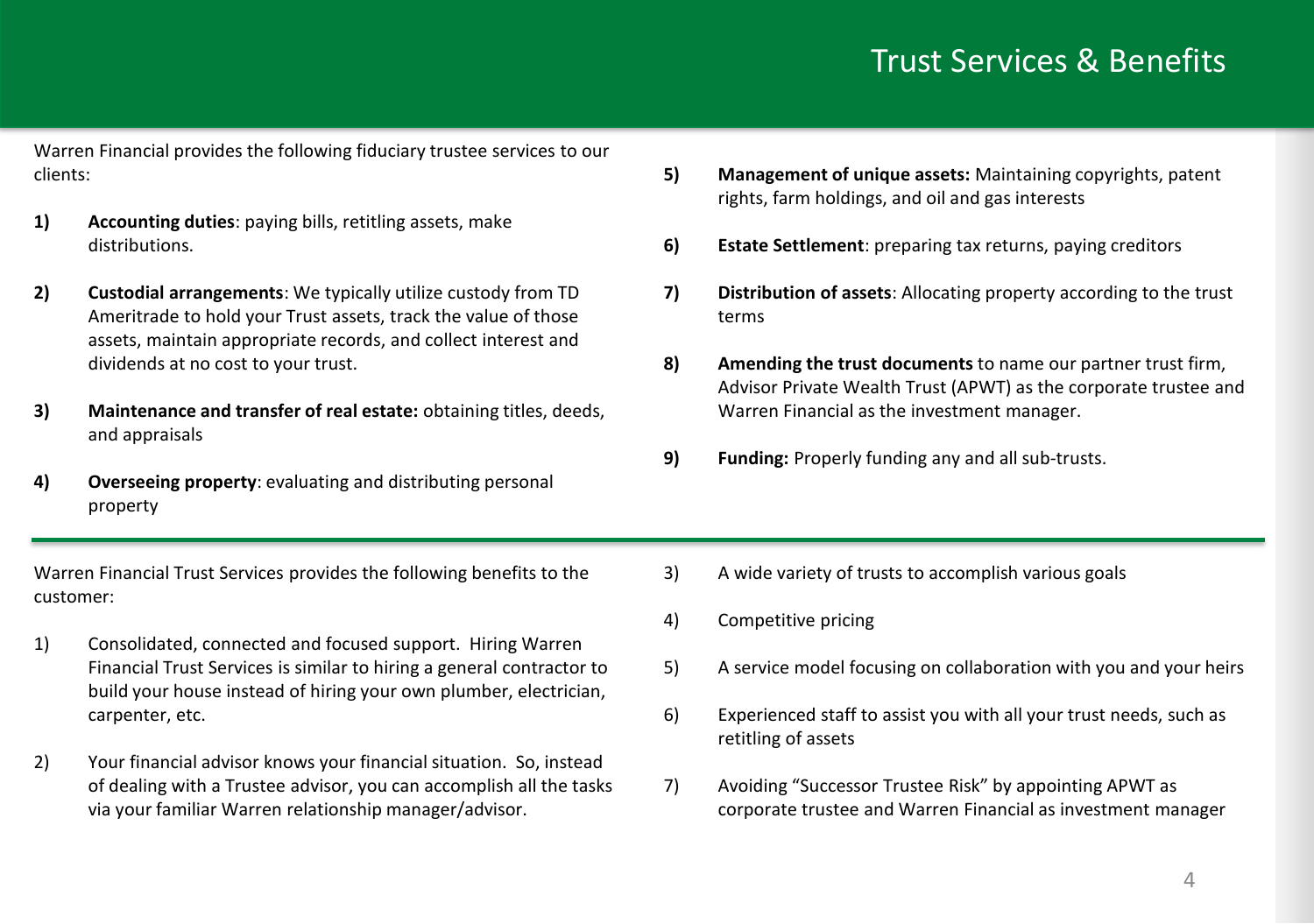# Trust Services & Benefits

Warren Financial provides the following fiduciary trustee services to our clients:

1) **Accounting duties**: paying bills, retitling assets, make distributions.

2) **Custodial arrangements**: We typically utilize custody from TD Ameritrade to hold your Trust assets, track the value of those assets, maintain appropriate records, and collect interest and dividends at no cost to your trust.

3) **Maintenance and transfer of real estate:** obtaining titles, deeds, and appraisals

4) **Overseeing property**: evaluating and distributing personal property

5) **Management of unique assets:** Maintaining copyrights, patent rights, farm holdings, and oil and gas interests

6) **Estate Settlement**: preparing tax returns, paying creditors

7) **Distribution of assets**: Allocating property according to the trust terms

8) **Amending the trust documents** to name our partner trust firm, Advisor Private Wealth Trust (APWT) as the corporate trustee and Warren Financial as the investment manager.

9) **Funding:** Properly funding any and all sub-trusts.

---

Warren Financial Trust Services provides the following benefits to the customer:

1) Consolidated, connected and focused support. Hiring Warren Financial Trust Services is similar to hiring a general contractor to build your house instead of hiring your own plumber, electrician, carpenter, etc.

2) Your financial advisor knows your financial situation. So, instead of dealing with a Trustee advisor, you can accomplish all the tasks via your familiar Warren relationship manager/advisor.

3) A wide variety of trusts to accomplish various goals

4) Competitive pricing

5) A service model focusing on collaboration with you and your heirs

6) Experienced staff to assist you with all your trust needs, such as retitling of assets

7) Avoiding "Successor Trustee Risk" by appointing APWT as corporate trustee and Warren Financial as investment manager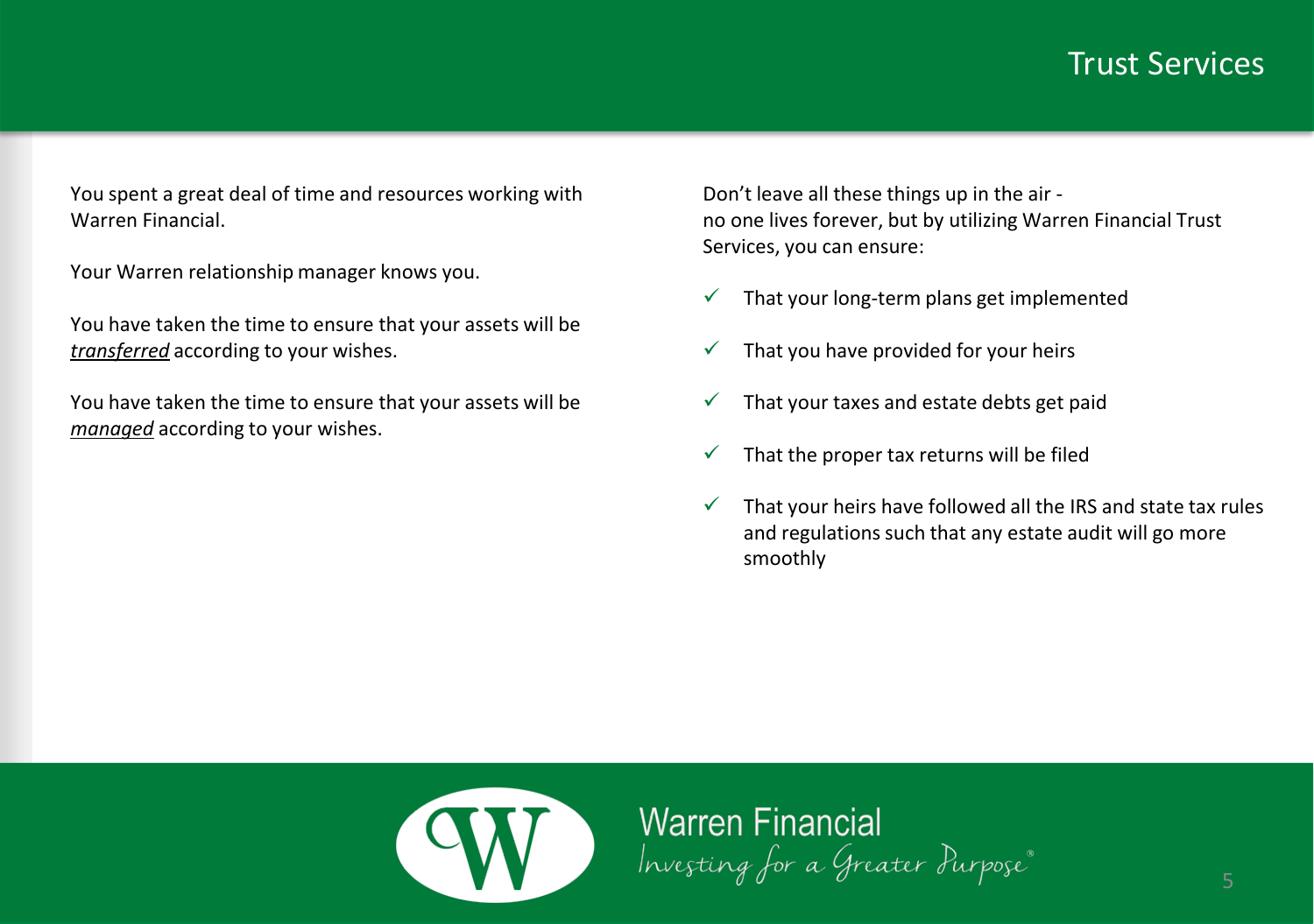# Trust Services

You spent a great deal of time and resources working with Warren Financial.

Your Warren relationship manager knows you.

You have taken the time to ensure that your assets will be ***transferred*** according to your wishes.

You have taken the time to ensure that your assets will be ***managed*** according to your wishes.

Don't leave all these things up in the air -
no one lives forever, but by utilizing Warren Financial Trust Services, you can ensure:

- ✓ That your long-term plans get implemented
- ✓ That you have provided for your heirs
- ✓ That your taxes and estate debts get paid
- ✓ That the proper tax returns will be filed
- ✓ That your heirs have followed all the IRS and state tax rules and regulations such that any estate audit will go more smoothly

Warren Financial
*Investing for a Greater Purpose®*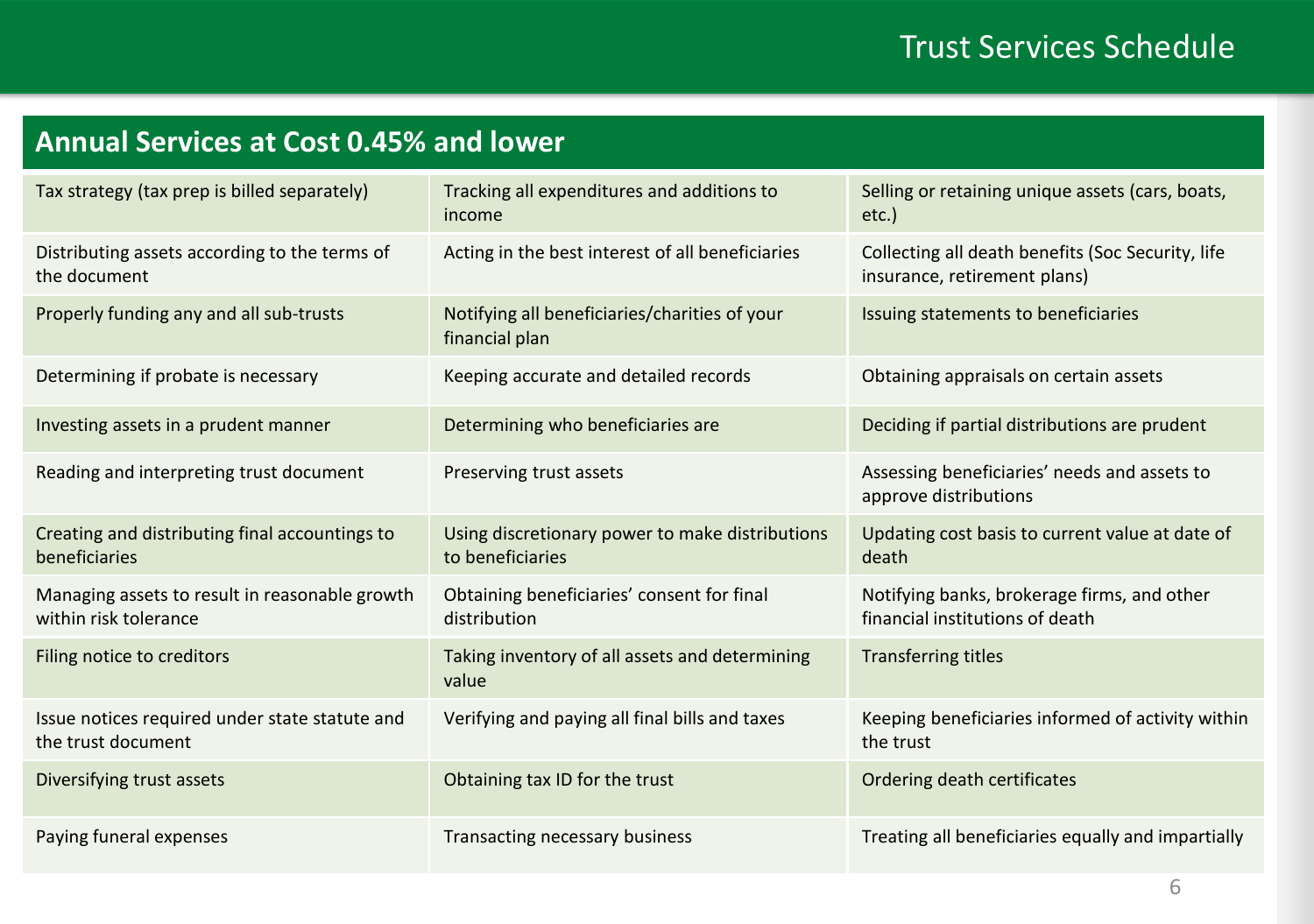# Trust Services Schedule

## Annual Services at Cost 0.45% and lower

| | | |
|---|---|---|
| Tax strategy (tax prep is billed separately) | Tracking all expenditures and additions to income | Selling or retaining unique assets (cars, boats, etc.) |
| Distributing assets according to the terms of the document | Acting in the best interest of all beneficiaries | Collecting all death benefits (Soc Security, life insurance, retirement plans) |
| Properly funding any and all sub-trusts | Notifying all beneficiaries/charities of your financial plan | Issuing statements to beneficiaries |
| Determining if probate is necessary | Keeping accurate and detailed records | Obtaining appraisals on certain assets |
| Investing assets in a prudent manner | Determining who beneficiaries are | Deciding if partial distributions are prudent |
| Reading and interpreting trust document | Preserving trust assets | Assessing beneficiaries' needs and assets to approve distributions |
| Creating and distributing final accountings to beneficiaries | Using discretionary power to make distributions to beneficiaries | Updating cost basis to current value at date of death |
| Managing assets to result in reasonable growth within risk tolerance | Obtaining beneficiaries' consent for final distribution | Notifying banks, brokerage firms, and other financial institutions of death |
| Filing notice to creditors | Taking inventory of all assets and determining value | Transferring titles |
| Issue notices required under state statute and the trust document | Verifying and paying all final bills and taxes | Keeping beneficiaries informed of activity within the trust |
| Diversifying trust assets | Obtaining tax ID for the trust | Ordering death certificates |
| Paying funeral expenses | Transacting necessary business | Treating all beneficiaries equally and impartially |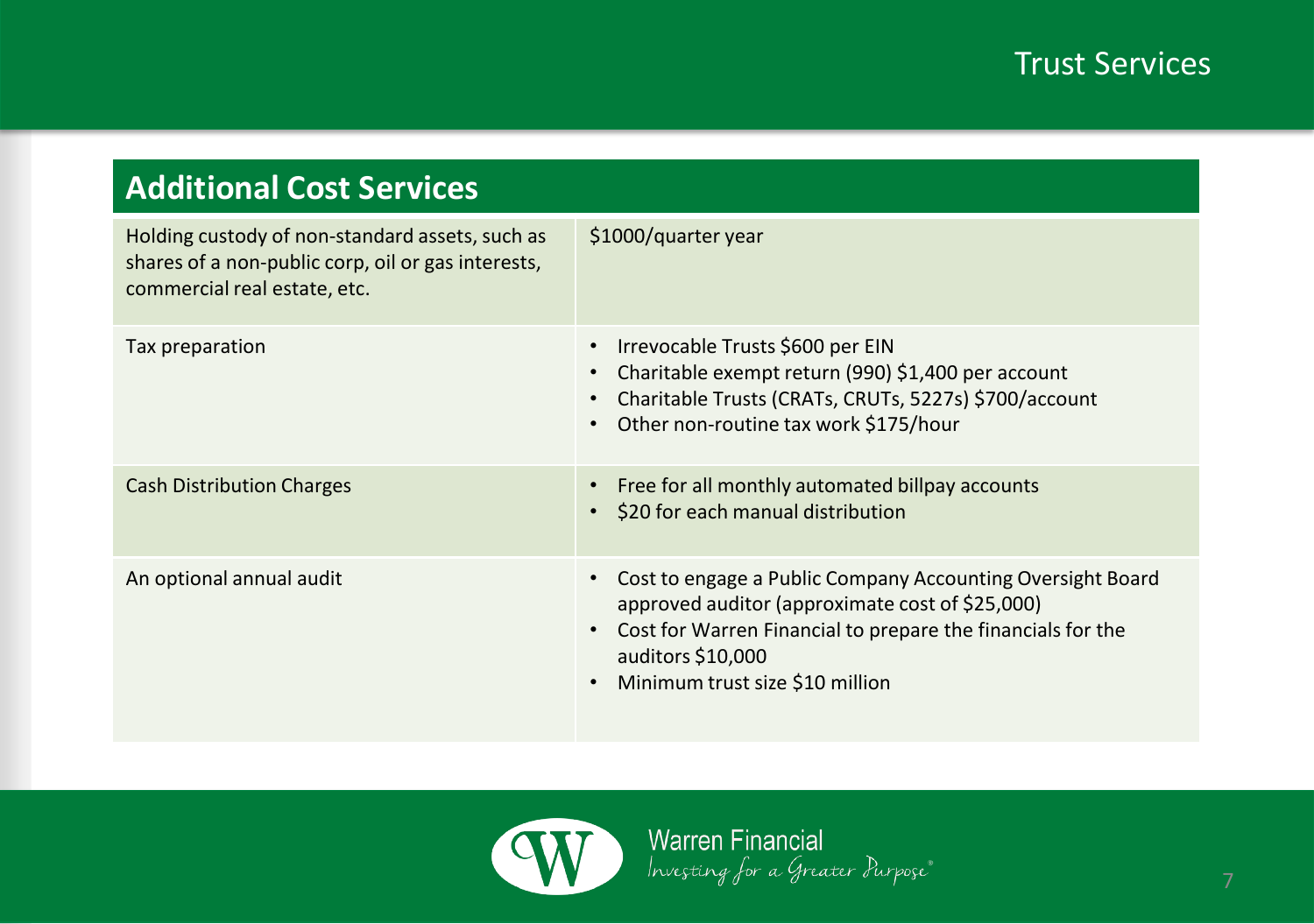# Trust Services

## Additional Cost Services

| | |
|---|---|
| Holding custody of non-standard assets, such as shares of a non-public corp, oil or gas interests, commercial real estate, etc. | $1000/quarter year |
| Tax preparation | • Irrevocable Trusts $600 per EIN<br>• Charitable exempt return (990) $1,400 per account<br>• Charitable Trusts (CRATs, CRUTs, 5227s) $700/account<br>• Other non-routine tax work $175/hour |
| Cash Distribution Charges | • Free for all monthly automated billpay accounts<br>• $20 for each manual distribution |
| An optional annual audit | • Cost to engage a Public Company Accounting Oversight Board approved auditor (approximate cost of $25,000)<br>• Cost for Warren Financial to prepare the financials for the auditors $10,000<br>• Minimum trust size $10 million |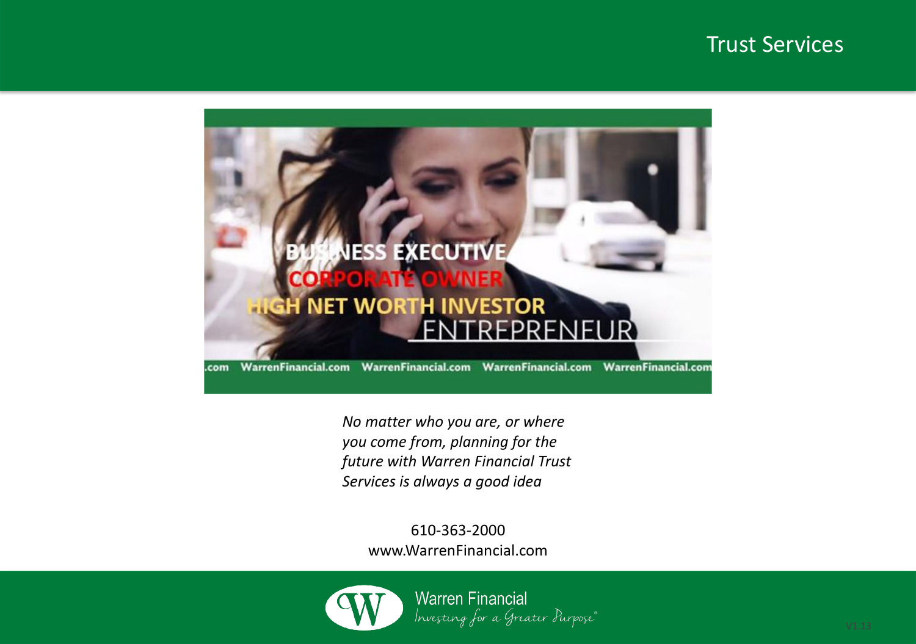# Trust Services

*No matter who you are, or where you come from, planning for the future with Warren Financial Trust Services is always a good idea*

610-363-2000
www.WarrenFinancial.com

Warren Financial
Investing for a Greater Purpose®